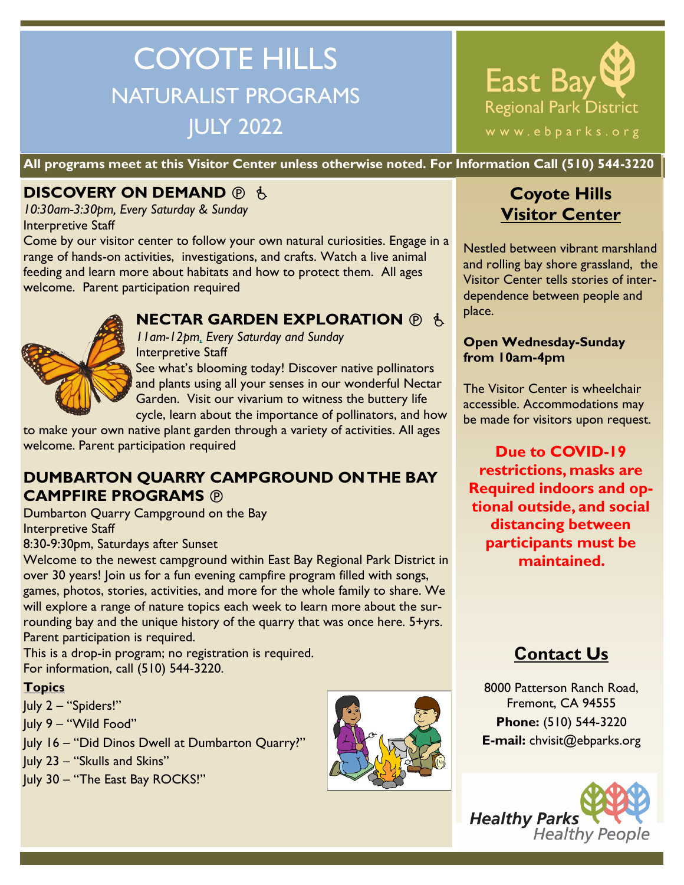# COYOTE HILLS
## NATURALIST PROGRAMS
## JULY 2022

East Bay Regional Park District
www.ebparks.org

**All programs meet at this Visitor Center unless otherwise noted. For Information Call (510) 544-3220**

### DISCOVERY ON DEMAND ℗ ♿

*10:30am-3:30pm, Every Saturday & Sunday*
Interpretive Staff
Come by our visitor center to follow your own natural curiosities. Engage in a range of hands-on activities, investigations, and crafts. Watch a live animal feeding and learn more about habitats and how to protect them. All ages welcome. Parent participation required

### NECTAR GARDEN EXPLORATION ℗ ♿

*11am-12pm, Every Saturday and Sunday*
Interpretive Staff
See what's blooming today! Discover native pollinators and plants using all your senses in our wonderful Nectar Garden. Visit our vivarium to witness the buttery life cycle, learn about the importance of pollinators, and how to make your own native plant garden through a variety of activities. All ages welcome. Parent participation required

### DUMBARTON QUARRY CAMPGROUND ON THE BAY CAMPFIRE PROGRAMS ℗

Dumbarton Quarry Campground on the Bay
Interpretive Staff
8:30-9:30pm, Saturdays after Sunset
Welcome to the newest campground within East Bay Regional Park District in over 30 years! Join us for a fun evening campfire program filled with songs, games, photos, stories, activities, and more for the whole family to share. We will explore a range of nature topics each week to learn more about the surrounding bay and the unique history of the quarry that was once here. 5+yrs. Parent participation is required.
This is a drop-in program; no registration is required.
For information, call (510) 544-3220.

**Topics**
July 2 – "Spiders!"
July 9 – "Wild Food"
July 16 – "Did Dinos Dwell at Dumbarton Quarry?"
July 23 – "Skulls and Skins"
July 30 – "The East Bay ROCKS!"

## Coyote Hills Visitor Center

Nestled between vibrant marshland and rolling bay shore grassland, the Visitor Center tells stories of inter-dependence between people and place.

**Open Wednesday-Sunday from 10am-4pm**

The Visitor Center is wheelchair accessible. Accommodations may be made for visitors upon request.

**Due to COVID-19 restrictions, masks are Required indoors and optional outside, and social distancing between participants must be maintained.**

## Contact Us

8000 Patterson Ranch Road,
Fremont, CA 94555
**Phone:** (510) 544-3220
**E-mail:** chvisit@ebparks.org

Healthy Parks Healthy People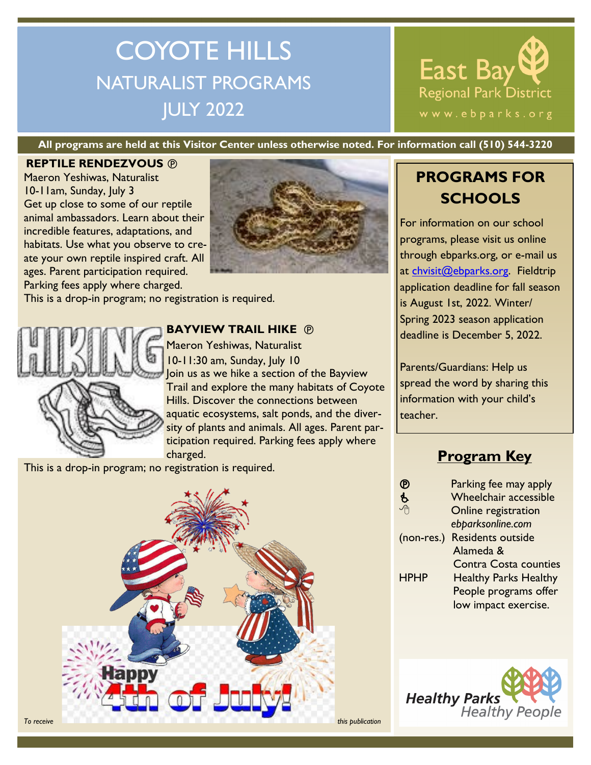# COYOTE HILLS
## NATURALIST PROGRAMS
## JULY 2022

East Bay Regional Park District
www.ebparks.org

**All programs are held at this Visitor Center unless otherwise noted. For information call (510) 544-3220**

### REPTILE RENDEZVOUS ℗

Maeron Yeshiwas, Naturalist
10-11am, Sunday, July 3
Get up close to some of our reptile animal ambassadors. Learn about their incredible features, adaptations, and habitats. Use what you observe to create your own reptile inspired craft. All ages. Parent participation required. Parking fees apply where charged.
This is a drop-in program; no registration is required.

### BAYVIEW TRAIL HIKE ℗

Maeron Yeshiwas, Naturalist
10-11:30 am, Sunday, July 10
Join us as we hike a section of the Bayview Trail and explore the many habitats of Coyote Hills. Discover the connections between aquatic ecosystems, salt ponds, and the diversity of plants and animals. All ages. Parent participation required. Parking fees apply where charged.
This is a drop-in program; no registration is required.

*To receive* *this publication*

## PROGRAMS FOR SCHOOLS

For information on our school programs, please visit us online through ebparks.org, or e-mail us at chvisit@ebparks.org. Fieldtrip application deadline for fall season is August 1st, 2022. Winter/Spring 2023 season application deadline is December 5, 2022.

Parents/Guardians: Help us spread the word by sharing this information with your child's teacher.

## Program Key

| | |
|---|---|
| ℗ | Parking fee may apply |
| ♿ | Wheelchair accessible |
| 🖱 | Online registration *ebparksonline.com* |
| (non-res.) | Residents outside Alameda & Contra Costa counties |
| HPHP | Healthy Parks Healthy People programs offer low impact exercise. |

Healthy Parks Healthy People